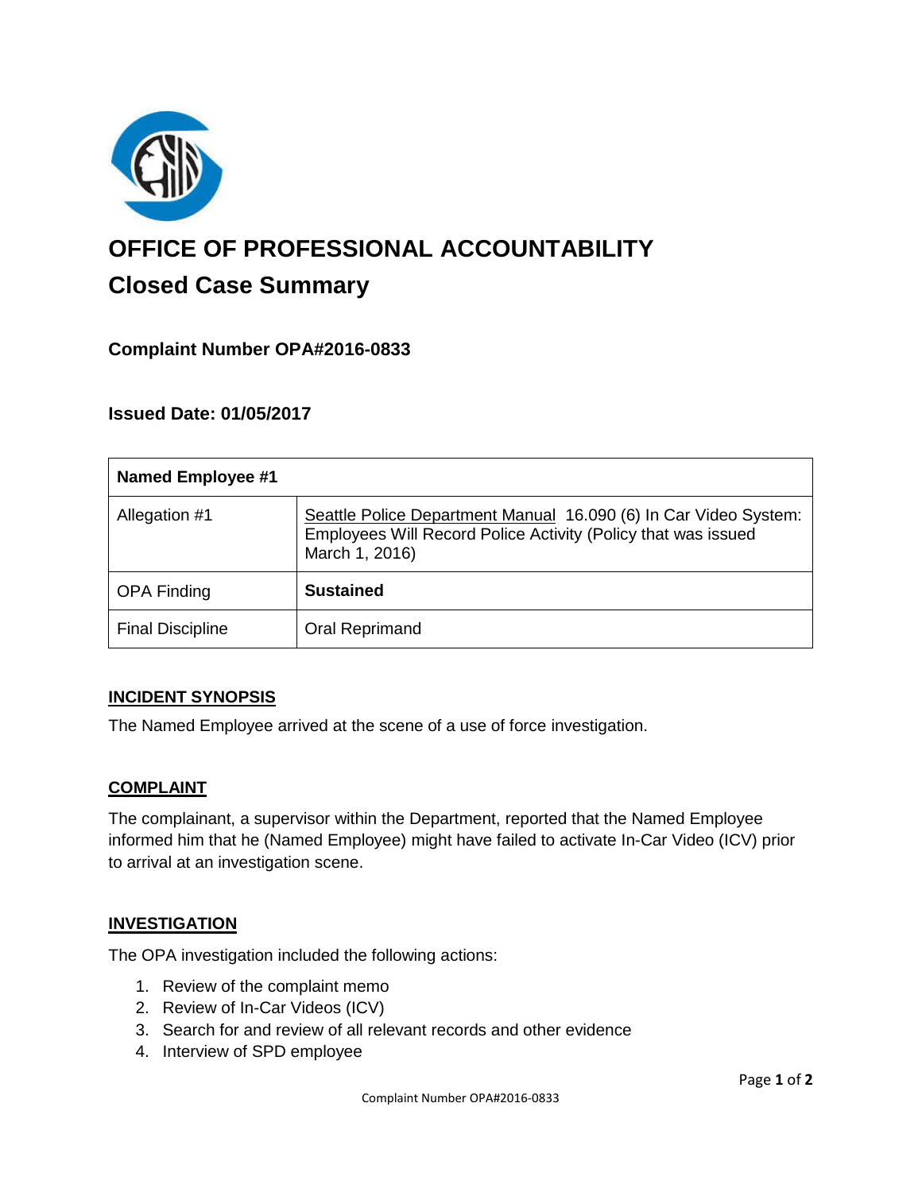# OFFICE OF PROFESSIONAL ACCOUNTABILITY

## Closed Case Summary

### Complaint Number OPA#2016-0833

### Issued Date: 01/05/2017

| **Named Employee #1** | |
|---|---|
| Allegation #1 | Seattle Police Department Manual 16.090 (6) In Car Video System: Employees Will Record Police Activity (Policy that was issued March 1, 2016) |
| OPA Finding | **Sustained** |
| Final Discipline | Oral Reprimand |

**INCIDENT SYNOPSIS**

The Named Employee arrived at the scene of a use of force investigation.

**COMPLAINT**

The complainant, a supervisor within the Department, reported that the Named Employee informed him that he (Named Employee) might have failed to activate In-Car Video (ICV) prior to arrival at an investigation scene.

**INVESTIGATION**

The OPA investigation included the following actions:

1. Review of the complaint memo
2. Review of In-Car Videos (ICV)
3. Search for and review of all relevant records and other evidence
4. Interview of SPD employee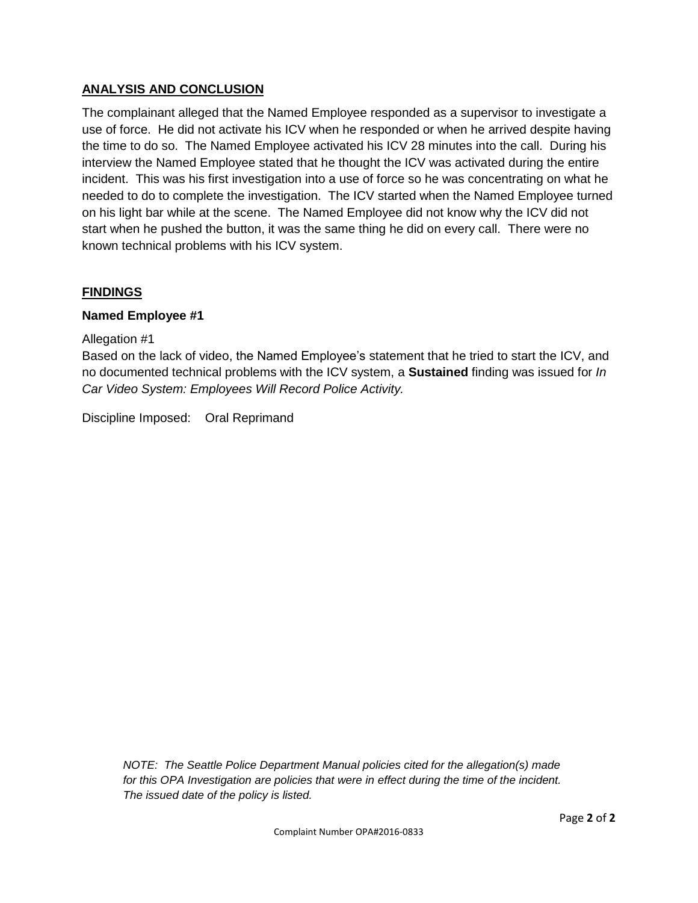## ANALYSIS AND CONCLUSION

The complainant alleged that the Named Employee responded as a supervisor to investigate a use of force. He did not activate his ICV when he responded or when he arrived despite having the time to do so. The Named Employee activated his ICV 28 minutes into the call. During his interview the Named Employee stated that he thought the ICV was activated during the entire incident. This was his first investigation into a use of force so he was concentrating on what he needed to do to complete the investigation. The ICV started when the Named Employee turned on his light bar while at the scene. The Named Employee did not know why the ICV did not start when he pushed the button, it was the same thing he did on every call. There were no known technical problems with his ICV system.

## FINDINGS

### Named Employee #1

Allegation #1

Based on the lack of video, the Named Employee's statement that he tried to start the ICV, and no documented technical problems with the ICV system, a **Sustained** finding was issued for *In Car Video System: Employees Will Record Police Activity.*

Discipline Imposed: Oral Reprimand

*NOTE: The Seattle Police Department Manual policies cited for the allegation(s) made for this OPA Investigation are policies that were in effect during the time of the incident. The issued date of the policy is listed.*

Complaint Number OPA#2016-0833